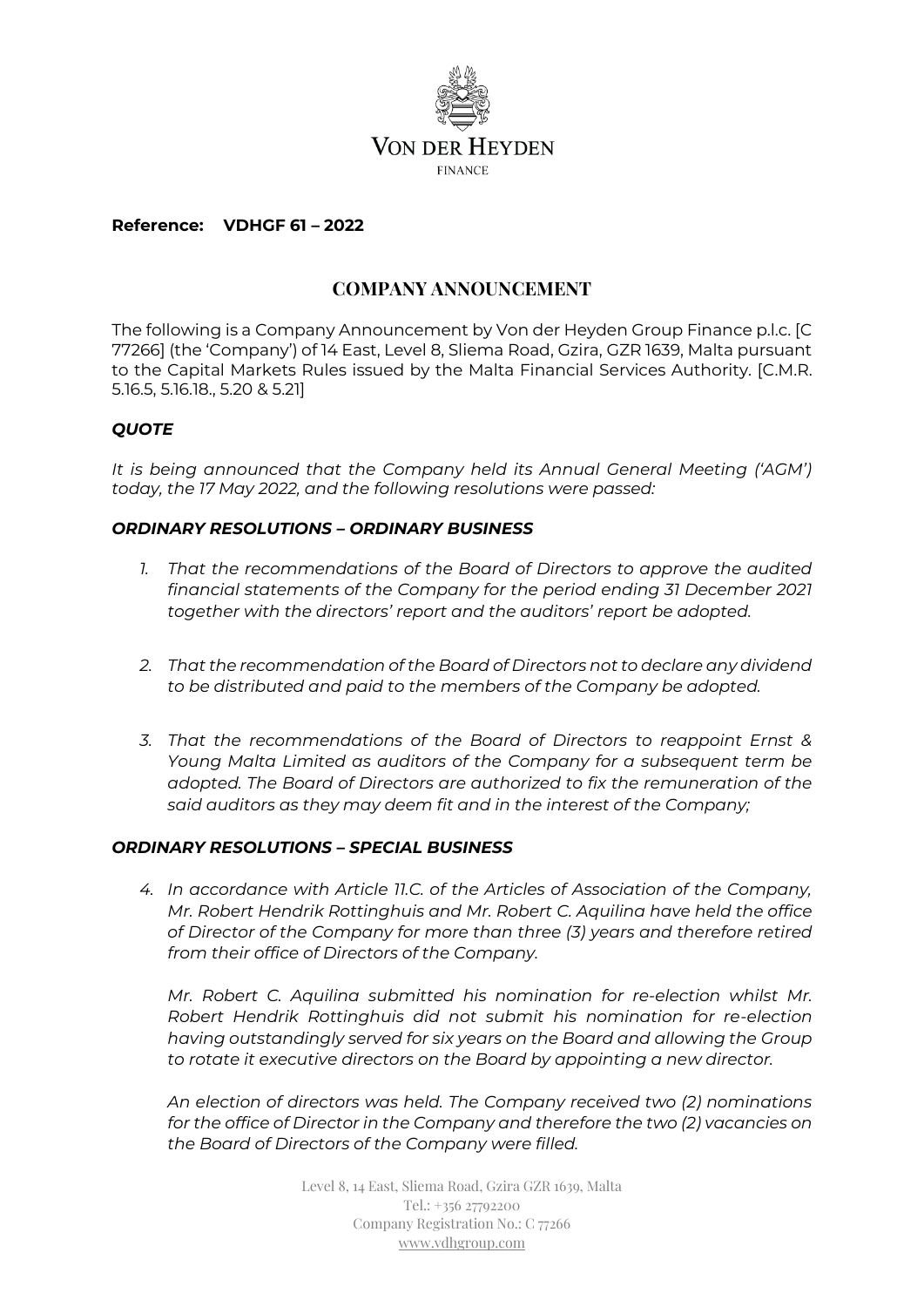VON DER HEYDEN

FINANCE

**Reference: VDHGF 61 – 2022**

## COMPANY ANNOUNCEMENT

The following is a Company Announcement by Von der Heyden Group Finance p.l.c. [C 77266] (the 'Company') of 14 East, Level 8, Sliema Road, Gzira, GZR 1639, Malta pursuant to the Capital Markets Rules issued by the Malta Financial Services Authority. [C.M.R. 5.16.5, 5.16.18., 5.20 & 5.21]

***QUOTE***

*It is being announced that the Company held its Annual General Meeting ('AGM') today, the 17 May 2022, and the following resolutions were passed:*

***ORDINARY RESOLUTIONS – ORDINARY BUSINESS***

1. *That the recommendations of the Board of Directors to approve the audited financial statements of the Company for the period ending 31 December 2021 together with the directors' report and the auditors' report be adopted.*

2. *That the recommendation of the Board of Directors not to declare any dividend to be distributed and paid to the members of the Company be adopted.*

3. *That the recommendations of the Board of Directors to reappoint Ernst & Young Malta Limited as auditors of the Company for a subsequent term be adopted. The Board of Directors are authorized to fix the remuneration of the said auditors as they may deem fit and in the interest of the Company;*

***ORDINARY RESOLUTIONS – SPECIAL BUSINESS***

4. *In accordance with Article 11.C. of the Articles of Association of the Company, Mr. Robert Hendrik Rottinghuis and Mr. Robert C. Aquilina have held the office of Director of the Company for more than three (3) years and therefore retired from their office of Directors of the Company.*

   *Mr. Robert C. Aquilina submitted his nomination for re-election whilst Mr. Robert Hendrik Rottinghuis did not submit his nomination for re-election having outstandingly served for six years on the Board and allowing the Group to rotate it executive directors on the Board by appointing a new director.*

   *An election of directors was held. The Company received two (2) nominations for the office of Director in the Company and therefore the two (2) vacancies on the Board of Directors of the Company were filled.*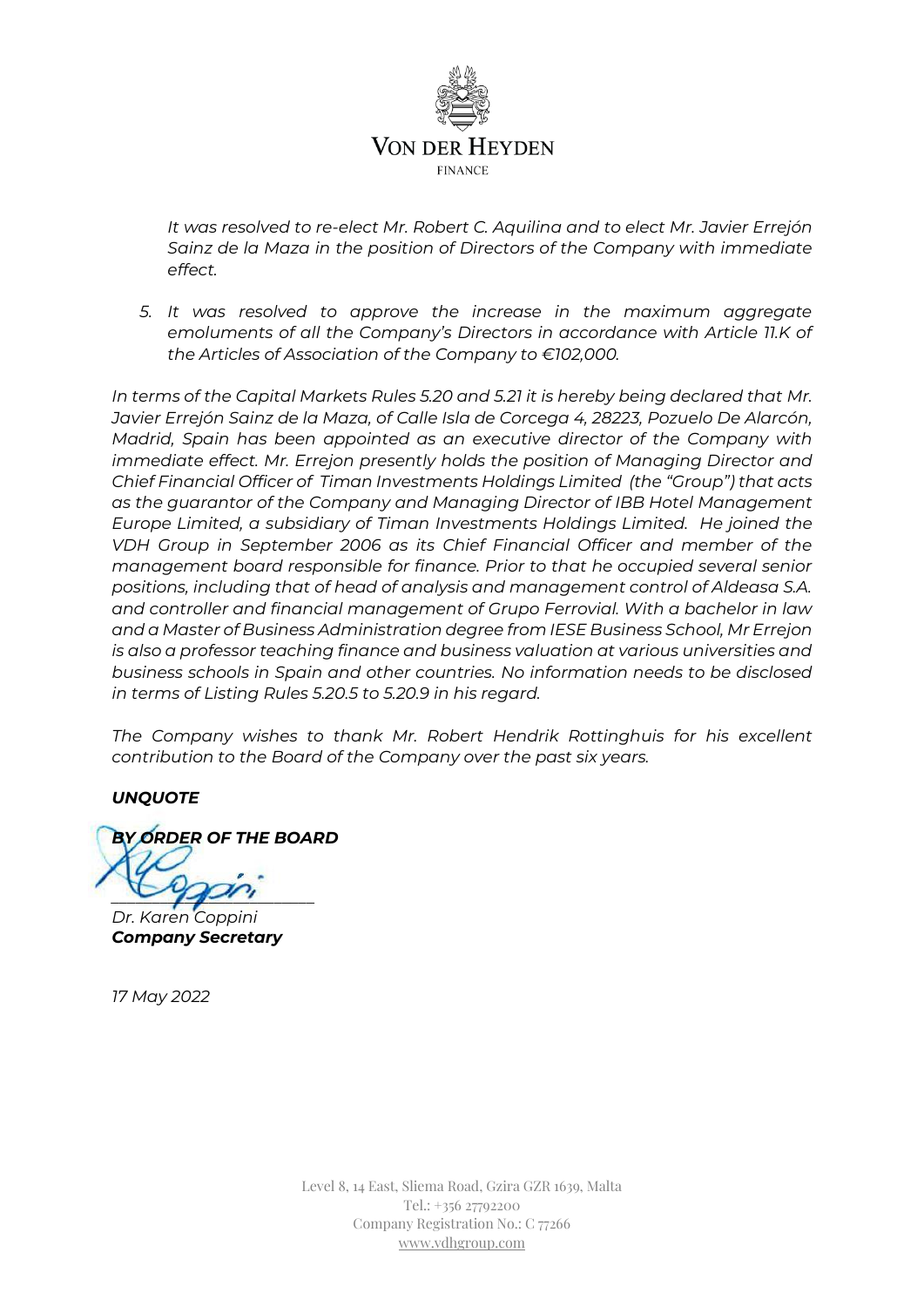*It was resolved to re-elect Mr. Robert C. Aquilina and to elect Mr. Javier Errejón Sainz de la Maza in the position of Directors of the Company with immediate effect.*

5. *It was resolved to approve the increase in the maximum aggregate emoluments of all the Company's Directors in accordance with Article 11.K of the Articles of Association of the Company to €102,000.*

*In terms of the Capital Markets Rules 5.20 and 5.21 it is hereby being declared that Mr. Javier Errejón Sainz de la Maza, of Calle Isla de Corcega 4, 28223, Pozuelo De Alarcón, Madrid, Spain has been appointed as an executive director of the Company with immediate effect. Mr. Errejon presently holds the position of Managing Director and Chief Financial Officer of Timan Investments Holdings Limited (the "Group") that acts as the guarantor of the Company and Managing Director of IBB Hotel Management Europe Limited, a subsidiary of Timan Investments Holdings Limited. He joined the VDH Group in September 2006 as its Chief Financial Officer and member of the management board responsible for finance. Prior to that he occupied several senior positions, including that of head of analysis and management control of Aldeasa S.A. and controller and financial management of Grupo Ferrovial. With a bachelor in law and a Master of Business Administration degree from IESE Business School, Mr Errejon is also a professor teaching finance and business valuation at various universities and business schools in Spain and other countries. No information needs to be disclosed in terms of Listing Rules 5.20.5 to 5.20.9 in his regard.*

*The Company wishes to thank Mr. Robert Hendrik Rottinghuis for his excellent contribution to the Board of the Company over the past six years.*

***UNQUOTE***

***BY ORDER OF THE BOARD***

*Dr. Karen Coppini*
***Company Secretary***

*17 May 2022*

Level 8, 14 East, Sliema Road, Gzira GZR 1639, Malta
Tel.: +356 27792200
Company Registration No.: C 77266
www.vdhgroup.com